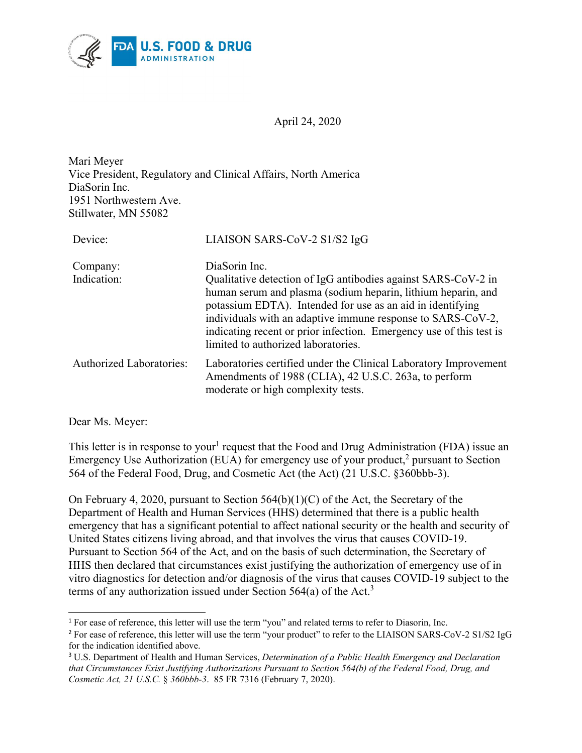April 24, 2020

Mari Meyer
Vice President, Regulatory and Clinical Affairs, North America
DiaSorin Inc.
1951 Northwestern Ave.
Stillwater, MN 55082

| | |
|---|---|
| Device: | LIAISON SARS-CoV-2 S1/S2 IgG |
| Company: | DiaSorin Inc. |
| Indication: | Qualitative detection of IgG antibodies against SARS-CoV-2 in human serum and plasma (sodium heparin, lithium heparin, and potassium EDTA). Intended for use as an aid in identifying individuals with an adaptive immune response to SARS-CoV-2, indicating recent or prior infection. Emergency use of this test is limited to authorized laboratories. |
| Authorized Laboratories: | Laboratories certified under the Clinical Laboratory Improvement Amendments of 1988 (CLIA), 42 U.S.C. 263a, to perform moderate or high complexity tests. |

Dear Ms. Meyer:

This letter is in response to your[1] request that the Food and Drug Administration (FDA) issue an Emergency Use Authorization (EUA) for emergency use of your product,[2] pursuant to Section 564 of the Federal Food, Drug, and Cosmetic Act (the Act) (21 U.S.C. §360bbb-3).

On February 4, 2020, pursuant to Section 564(b)(1)(C) of the Act, the Secretary of the Department of Health and Human Services (HHS) determined that there is a public health emergency that has a significant potential to affect national security or the health and security of United States citizens living abroad, and that involves the virus that causes COVID-19. Pursuant to Section 564 of the Act, and on the basis of such determination, the Secretary of HHS then declared that circumstances exist justifying the authorization of emergency use of in vitro diagnostics for detection and/or diagnosis of the virus that causes COVID-19 subject to the terms of any authorization issued under Section 564(a) of the Act.[3]

---

[1] For ease of reference, this letter will use the term "you" and related terms to refer to Diasorin, Inc.

[2] For ease of reference, this letter will use the term "your product" to refer to the LIAISON SARS-CoV-2 S1/S2 IgG for the indication identified above.

[3] U.S. Department of Health and Human Services, *Determination of a Public Health Emergency and Declaration that Circumstances Exist Justifying Authorizations Pursuant to Section 564(b) of the Federal Food, Drug, and Cosmetic Act, 21 U.S.C. § 360bbb-3*. 85 FR 7316 (February 7, 2020).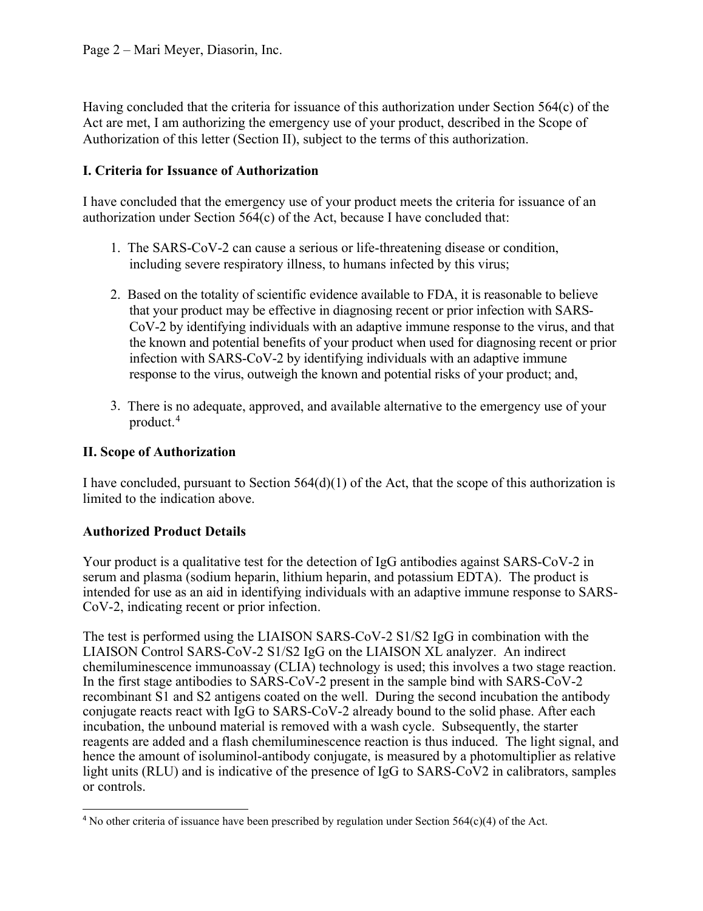Having concluded that the criteria for issuance of this authorization under Section 564(c) of the Act are met, I am authorizing the emergency use of your product, described in the Scope of Authorization of this letter (Section II), subject to the terms of this authorization.

## I. Criteria for Issuance of Authorization

I have concluded that the emergency use of your product meets the criteria for issuance of an authorization under Section 564(c) of the Act, because I have concluded that:

1. The SARS-CoV-2 can cause a serious or life-threatening disease or condition, including severe respiratory illness, to humans infected by this virus;

2. Based on the totality of scientific evidence available to FDA, it is reasonable to believe that your product may be effective in diagnosing recent or prior infection with SARS-CoV-2 by identifying individuals with an adaptive immune response to the virus, and that the known and potential benefits of your product when used for diagnosing recent or prior infection with SARS-CoV-2 by identifying individuals with an adaptive immune response to the virus, outweigh the known and potential risks of your product; and,

3. There is no adequate, approved, and available alternative to the emergency use of your product.[4]

## II. Scope of Authorization

I have concluded, pursuant to Section 564(d)(1) of the Act, that the scope of this authorization is limited to the indication above.

### Authorized Product Details

Your product is a qualitative test for the detection of IgG antibodies against SARS-CoV-2 in serum and plasma (sodium heparin, lithium heparin, and potassium EDTA). The product is intended for use as an aid in identifying individuals with an adaptive immune response to SARS-CoV-2, indicating recent or prior infection.

The test is performed using the LIAISON SARS-CoV-2 S1/S2 IgG in combination with the LIAISON Control SARS-CoV-2 S1/S2 IgG on the LIAISON XL analyzer. An indirect chemiluminescence immunoassay (CLIA) technology is used; this involves a two stage reaction. In the first stage antibodies to SARS-CoV-2 present in the sample bind with SARS-CoV-2 recombinant S1 and S2 antigens coated on the well. During the second incubation the antibody conjugate reacts react with IgG to SARS-CoV-2 already bound to the solid phase. After each incubation, the unbound material is removed with a wash cycle. Subsequently, the starter reagents are added and a flash chemiluminescence reaction is thus induced. The light signal, and hence the amount of isoluminol-antibody conjugate, is measured by a photomultiplier as relative light units (RLU) and is indicative of the presence of IgG to SARS-CoV2 in calibrators, samples or controls.

---

[4] No other criteria of issuance have been prescribed by regulation under Section 564(c)(4) of the Act.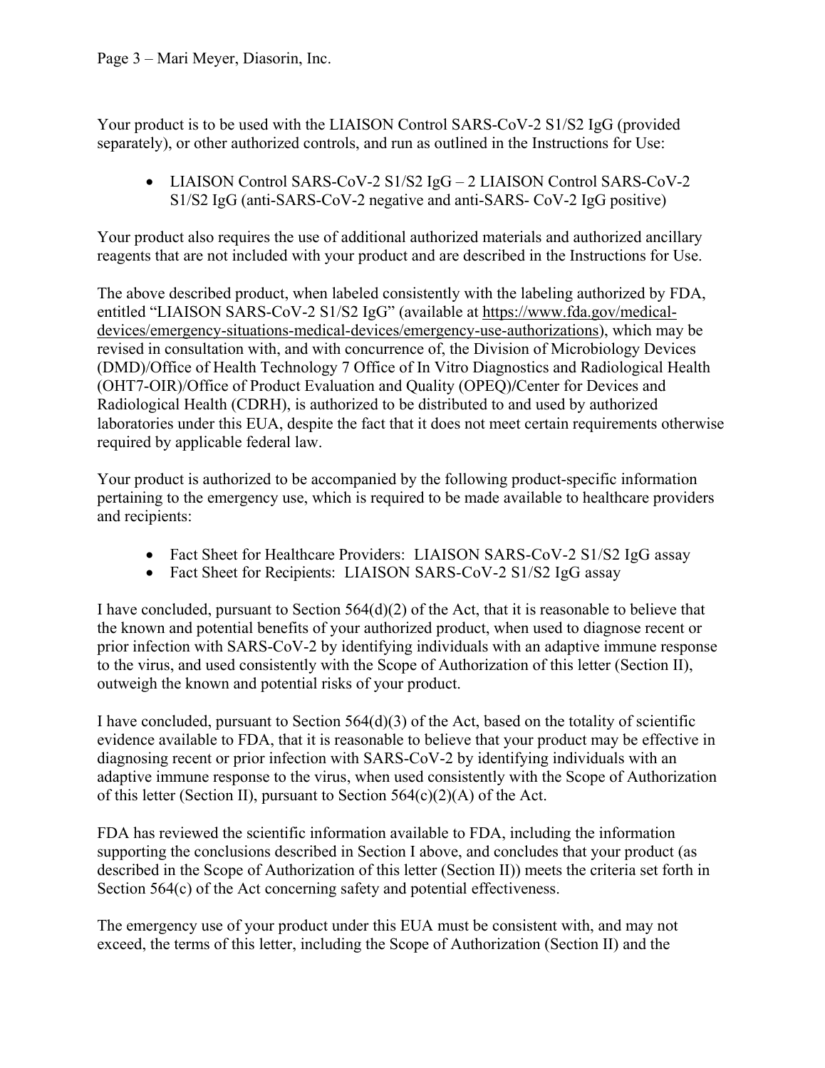Your product is to be used with the LIAISON Control SARS-CoV-2 S1/S2 IgG (provided separately), or other authorized controls, and run as outlined in the Instructions for Use:

- LIAISON Control SARS-CoV-2 S1/S2 IgG – 2 LIAISON Control SARS-CoV-2 S1/S2 IgG (anti-SARS-CoV-2 negative and anti-SARS- CoV-2 IgG positive)

Your product also requires the use of additional authorized materials and authorized ancillary reagents that are not included with your product and are described in the Instructions for Use.

The above described product, when labeled consistently with the labeling authorized by FDA, entitled "LIAISON SARS-CoV-2 S1/S2 IgG" (available at https://www.fda.gov/medical-devices/emergency-situations-medical-devices/emergency-use-authorizations), which may be revised in consultation with, and with concurrence of, the Division of Microbiology Devices (DMD)/Office of Health Technology 7 Office of In Vitro Diagnostics and Radiological Health (OHT7-OIR)/Office of Product Evaluation and Quality (OPEQ)/Center for Devices and Radiological Health (CDRH), is authorized to be distributed to and used by authorized laboratories under this EUA, despite the fact that it does not meet certain requirements otherwise required by applicable federal law.

Your product is authorized to be accompanied by the following product-specific information pertaining to the emergency use, which is required to be made available to healthcare providers and recipients:

- Fact Sheet for Healthcare Providers: LIAISON SARS-CoV-2 S1/S2 IgG assay
- Fact Sheet for Recipients: LIAISON SARS-CoV-2 S1/S2 IgG assay

I have concluded, pursuant to Section 564(d)(2) of the Act, that it is reasonable to believe that the known and potential benefits of your authorized product, when used to diagnose recent or prior infection with SARS-CoV-2 by identifying individuals with an adaptive immune response to the virus, and used consistently with the Scope of Authorization of this letter (Section II), outweigh the known and potential risks of your product.

I have concluded, pursuant to Section 564(d)(3) of the Act, based on the totality of scientific evidence available to FDA, that it is reasonable to believe that your product may be effective in diagnosing recent or prior infection with SARS-CoV-2 by identifying individuals with an adaptive immune response to the virus, when used consistently with the Scope of Authorization of this letter (Section II), pursuant to Section 564(c)(2)(A) of the Act.

FDA has reviewed the scientific information available to FDA, including the information supporting the conclusions described in Section I above, and concludes that your product (as described in the Scope of Authorization of this letter (Section II)) meets the criteria set forth in Section 564(c) of the Act concerning safety and potential effectiveness.

The emergency use of your product under this EUA must be consistent with, and may not exceed, the terms of this letter, including the Scope of Authorization (Section II) and the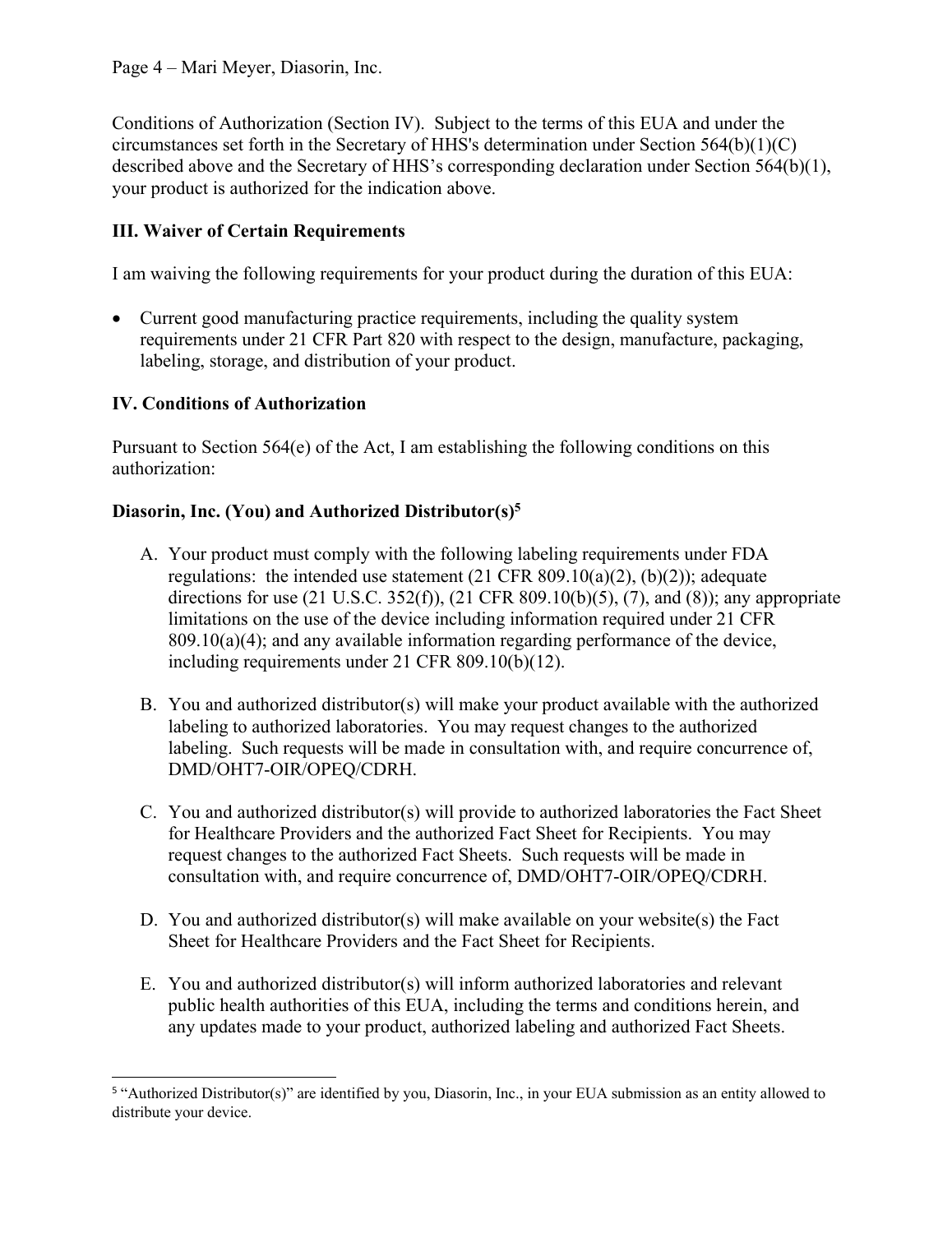Conditions of Authorization (Section IV). Subject to the terms of this EUA and under the circumstances set forth in the Secretary of HHS's determination under Section 564(b)(1)(C) described above and the Secretary of HHS's corresponding declaration under Section 564(b)(1), your product is authorized for the indication above.

## III. Waiver of Certain Requirements

I am waiving the following requirements for your product during the duration of this EUA:

- Current good manufacturing practice requirements, including the quality system requirements under 21 CFR Part 820 with respect to the design, manufacture, packaging, labeling, storage, and distribution of your product.

## IV. Conditions of Authorization

Pursuant to Section 564(e) of the Act, I am establishing the following conditions on this authorization:

### Diasorin, Inc. (You) and Authorized Distributor(s)[5]

A. Your product must comply with the following labeling requirements under FDA regulations: the intended use statement (21 CFR 809.10(a)(2), (b)(2)); adequate directions for use (21 U.S.C. 352(f)), (21 CFR 809.10(b)(5), (7), and (8)); any appropriate limitations on the use of the device including information required under 21 CFR 809.10(a)(4); and any available information regarding performance of the device, including requirements under 21 CFR 809.10(b)(12).

B. You and authorized distributor(s) will make your product available with the authorized labeling to authorized laboratories. You may request changes to the authorized labeling. Such requests will be made in consultation with, and require concurrence of, DMD/OHT7-OIR/OPEQ/CDRH.

C. You and authorized distributor(s) will provide to authorized laboratories the Fact Sheet for Healthcare Providers and the authorized Fact Sheet for Recipients. You may request changes to the authorized Fact Sheets. Such requests will be made in consultation with, and require concurrence of, DMD/OHT7-OIR/OPEQ/CDRH.

D. You and authorized distributor(s) will make available on your website(s) the Fact Sheet for Healthcare Providers and the Fact Sheet for Recipients.

E. You and authorized distributor(s) will inform authorized laboratories and relevant public health authorities of this EUA, including the terms and conditions herein, and any updates made to your product, authorized labeling and authorized Fact Sheets.

---

[5] "Authorized Distributor(s)" are identified by you, Diasorin, Inc., in your EUA submission as an entity allowed to distribute your device.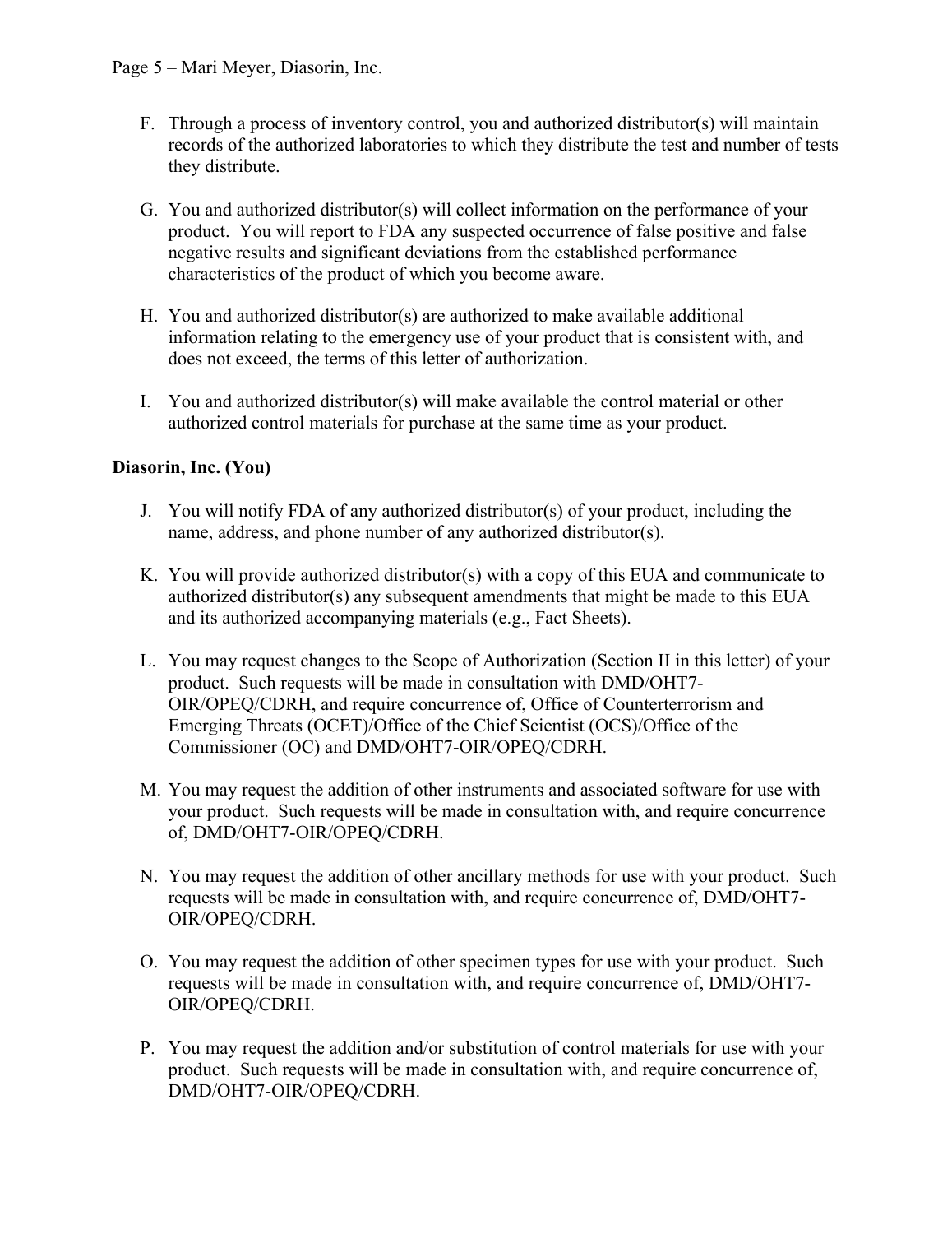F. Through a process of inventory control, you and authorized distributor(s) will maintain records of the authorized laboratories to which they distribute the test and number of tests they distribute.

G. You and authorized distributor(s) will collect information on the performance of your product. You will report to FDA any suspected occurrence of false positive and false negative results and significant deviations from the established performance characteristics of the product of which you become aware.

H. You and authorized distributor(s) are authorized to make available additional information relating to the emergency use of your product that is consistent with, and does not exceed, the terms of this letter of authorization.

I. You and authorized distributor(s) will make available the control material or other authorized control materials for purchase at the same time as your product.

**Diasorin, Inc. (You)**

J. You will notify FDA of any authorized distributor(s) of your product, including the name, address, and phone number of any authorized distributor(s).

K. You will provide authorized distributor(s) with a copy of this EUA and communicate to authorized distributor(s) any subsequent amendments that might be made to this EUA and its authorized accompanying materials (e.g., Fact Sheets).

L. You may request changes to the Scope of Authorization (Section II in this letter) of your product. Such requests will be made in consultation with DMD/OHT7-OIR/OPEQ/CDRH, and require concurrence of, Office of Counterterrorism and Emerging Threats (OCET)/Office of the Chief Scientist (OCS)/Office of the Commissioner (OC) and DMD/OHT7-OIR/OPEQ/CDRH.

M. You may request the addition of other instruments and associated software for use with your product. Such requests will be made in consultation with, and require concurrence of, DMD/OHT7-OIR/OPEQ/CDRH.

N. You may request the addition of other ancillary methods for use with your product. Such requests will be made in consultation with, and require concurrence of, DMD/OHT7-OIR/OPEQ/CDRH.

O. You may request the addition of other specimen types for use with your product. Such requests will be made in consultation with, and require concurrence of, DMD/OHT7-OIR/OPEQ/CDRH.

P. You may request the addition and/or substitution of control materials for use with your product. Such requests will be made in consultation with, and require concurrence of, DMD/OHT7-OIR/OPEQ/CDRH.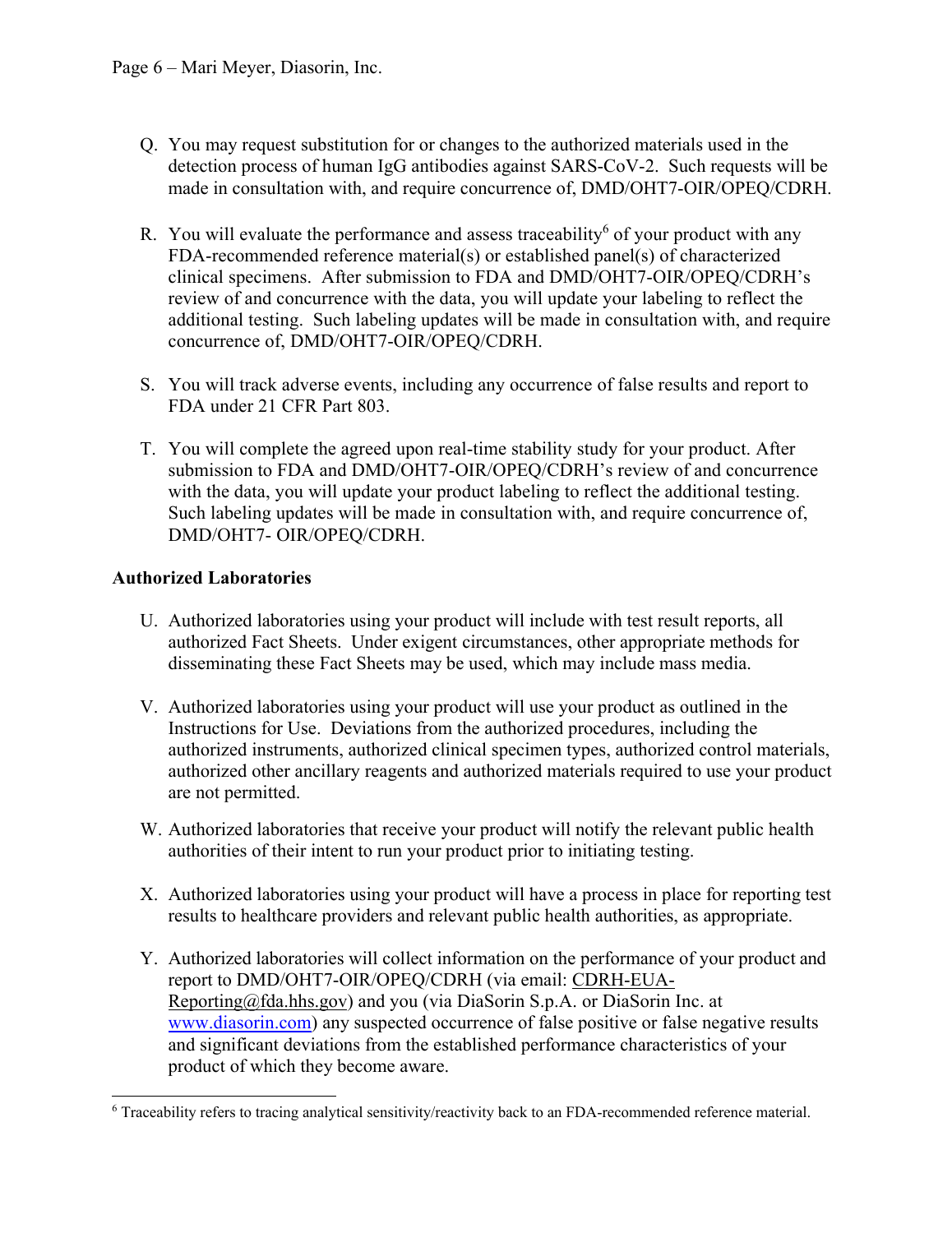Q. You may request substitution for or changes to the authorized materials used in the detection process of human IgG antibodies against SARS-CoV-2. Such requests will be made in consultation with, and require concurrence of, DMD/OHT7-OIR/OPEQ/CDRH.

R. You will evaluate the performance and assess traceability[6] of your product with any FDA-recommended reference material(s) or established panel(s) of characterized clinical specimens. After submission to FDA and DMD/OHT7-OIR/OPEQ/CDRH's review of and concurrence with the data, you will update your labeling to reflect the additional testing. Such labeling updates will be made in consultation with, and require concurrence of, DMD/OHT7-OIR/OPEQ/CDRH.

S. You will track adverse events, including any occurrence of false results and report to FDA under 21 CFR Part 803.

T. You will complete the agreed upon real-time stability study for your product. After submission to FDA and DMD/OHT7-OIR/OPEQ/CDRH's review of and concurrence with the data, you will update your product labeling to reflect the additional testing. Such labeling updates will be made in consultation with, and require concurrence of, DMD/OHT7- OIR/OPEQ/CDRH.

**Authorized Laboratories**

U. Authorized laboratories using your product will include with test result reports, all authorized Fact Sheets. Under exigent circumstances, other appropriate methods for disseminating these Fact Sheets may be used, which may include mass media.

V. Authorized laboratories using your product will use your product as outlined in the Instructions for Use. Deviations from the authorized procedures, including the authorized instruments, authorized clinical specimen types, authorized control materials, authorized other ancillary reagents and authorized materials required to use your product are not permitted.

W. Authorized laboratories that receive your product will notify the relevant public health authorities of their intent to run your product prior to initiating testing.

X. Authorized laboratories using your product will have a process in place for reporting test results to healthcare providers and relevant public health authorities, as appropriate.

Y. Authorized laboratories will collect information on the performance of your product and report to DMD/OHT7-OIR/OPEQ/CDRH (via email: CDRH-EUA-Reporting@fda.hhs.gov) and you (via DiaSorin S.p.A. or DiaSorin Inc. at www.diasorin.com) any suspected occurrence of false positive or false negative results and significant deviations from the established performance characteristics of your product of which they become aware.

[6] Traceability refers to tracing analytical sensitivity/reactivity back to an FDA-recommended reference material.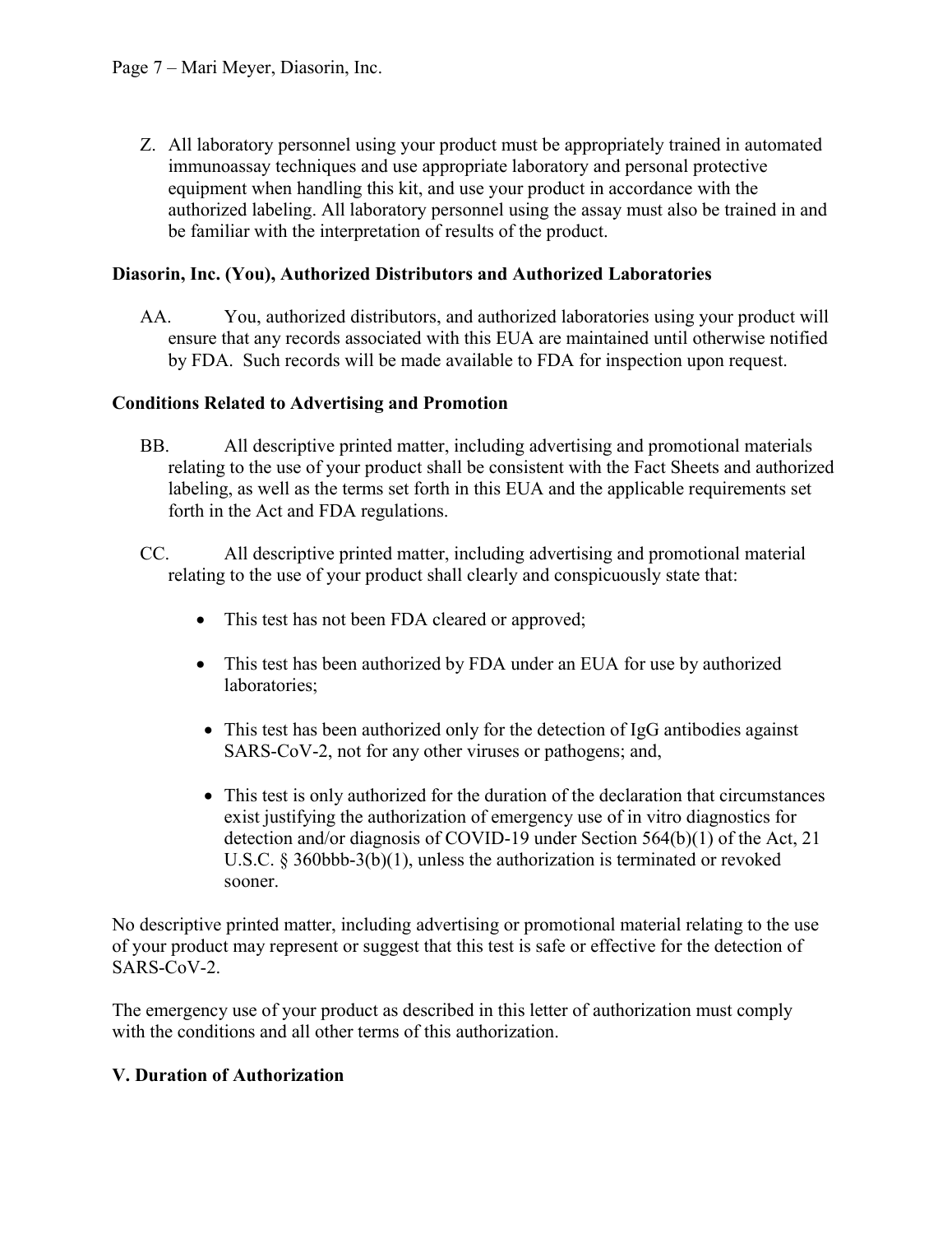Z. All laboratory personnel using your product must be appropriately trained in automated immunoassay techniques and use appropriate laboratory and personal protective equipment when handling this kit, and use your product in accordance with the authorized labeling. All laboratory personnel using the assay must also be trained in and be familiar with the interpretation of results of the product.

**Diasorin, Inc. (You), Authorized Distributors and Authorized Laboratories**

AA. You, authorized distributors, and authorized laboratories using your product will ensure that any records associated with this EUA are maintained until otherwise notified by FDA. Such records will be made available to FDA for inspection upon request.

**Conditions Related to Advertising and Promotion**

BB. All descriptive printed matter, including advertising and promotional materials relating to the use of your product shall be consistent with the Fact Sheets and authorized labeling, as well as the terms set forth in this EUA and the applicable requirements set forth in the Act and FDA regulations.

CC. All descriptive printed matter, including advertising and promotional material relating to the use of your product shall clearly and conspicuously state that:

- This test has not been FDA cleared or approved;
- This test has been authorized by FDA under an EUA for use by authorized laboratories;
- This test has been authorized only for the detection of IgG antibodies against SARS-CoV-2, not for any other viruses or pathogens; and,
- This test is only authorized for the duration of the declaration that circumstances exist justifying the authorization of emergency use of in vitro diagnostics for detection and/or diagnosis of COVID-19 under Section 564(b)(1) of the Act, 21 U.S.C. § 360bbb-3(b)(1), unless the authorization is terminated or revoked sooner.

No descriptive printed matter, including advertising or promotional material relating to the use of your product may represent or suggest that this test is safe or effective for the detection of SARS-CoV-2.

The emergency use of your product as described in this letter of authorization must comply with the conditions and all other terms of this authorization.

## V. Duration of Authorization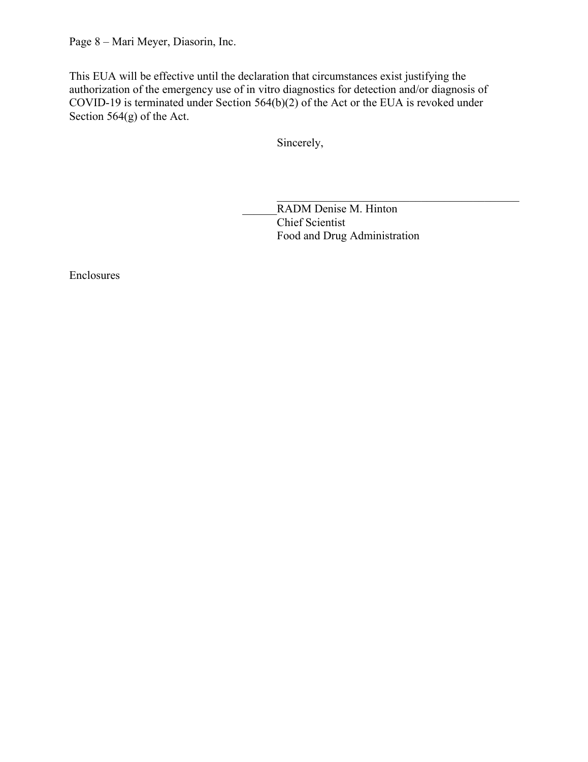This EUA will be effective until the declaration that circumstances exist justifying the authorization of the emergency use of in vitro diagnostics for detection and/or diagnosis of COVID-19 is terminated under Section 564(b)(2) of the Act or the EUA is revoked under Section 564(g) of the Act.

Sincerely,

RADM Denise M. Hinton
Chief Scientist
Food and Drug Administration

Enclosures